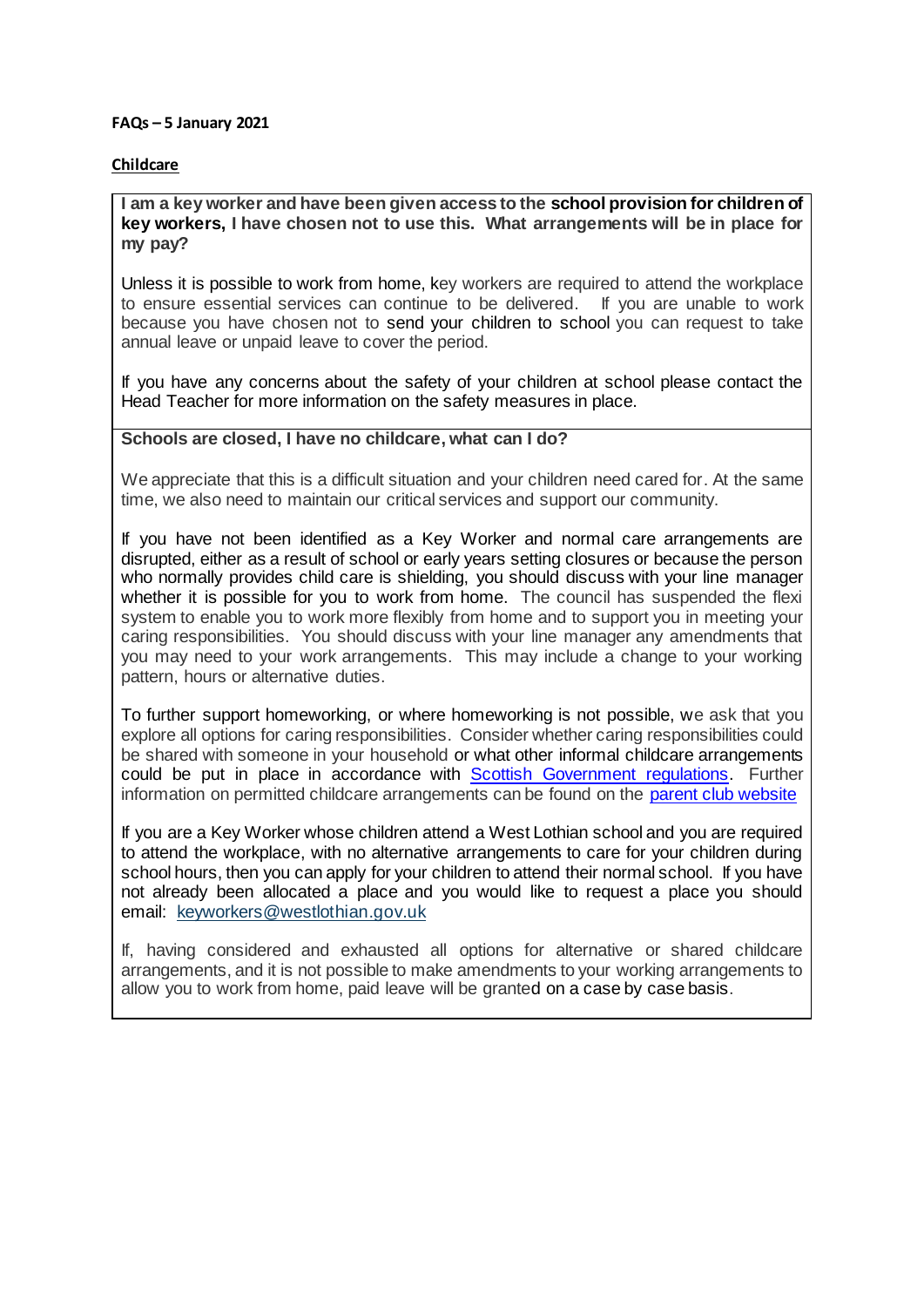**FAQs – 5 January 2021**

## Childcare

**I am a key worker and have been given access to the school provision for children of key workers, I have chosen not to use this. What arrangements will be in place for my pay?**

Unless it is possible to work from home, key workers are required to attend the workplace to ensure essential services can continue to be delivered. If you are unable to work because you have chosen not to send your children to school you can request to take annual leave or unpaid leave to cover the period.

If you have any concerns about the safety of your children at school please contact the Head Teacher for more information on the safety measures in place.

**Schools are closed, I have no childcare, what can I do?**

We appreciate that this is a difficult situation and your children need cared for. At the same time, we also need to maintain our critical services and support our community.

If you have not been identified as a Key Worker and normal care arrangements are disrupted, either as a result of school or early years setting closures or because the person who normally provides child care is shielding, you should discuss with your line manager whether it is possible for you to work from home. The council has suspended the flexi system to enable you to work more flexibly from home and to support you in meeting your caring responsibilities. You should discuss with your line manager any amendments that you may need to your work arrangements. This may include a change to your working pattern, hours or alternative duties.

To further support homeworking, or where homeworking is not possible, we ask that you explore all options for caring responsibilities. Consider whether caring responsibilities could be shared with someone in your household or what other informal childcare arrangements could be put in place in accordance with [Scottish Government regulations](). Further information on permitted childcare arrangements can be found on the [parent club website]()

If you are a Key Worker whose children attend a West Lothian school and you are required to attend the workplace, with no alternative arrangements to care for your children during school hours, then you can apply for your children to attend their normal school. If you have not already been allocated a place and you would like to request a place you should email: keyworkers@westlothian.gov.uk

If, having considered and exhausted all options for alternative or shared childcare arrangements, and it is not possible to make amendments to your working arrangements to allow you to work from home, paid leave will be granted on a case by case basis.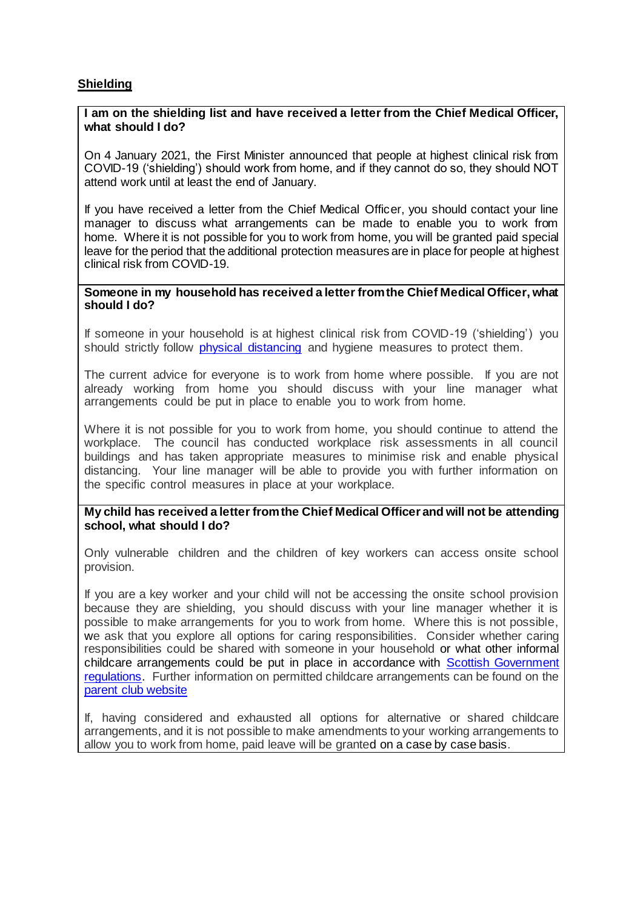## Shielding

**I am on the shielding list and have received a letter from the Chief Medical Officer, what should I do?**

On 4 January 2021, the First Minister announced that people at highest clinical risk from COVID-19 ('shielding') should work from home, and if they cannot do so, they should NOT attend work until at least the end of January.

If you have received a letter from the Chief Medical Officer, you should contact your line manager to discuss what arrangements can be made to enable you to work from home. Where it is not possible for you to work from home, you will be granted paid special leave for the period that the additional protection measures are in place for people at highest clinical risk from COVID-19.

**Someone in my household has received a letter from the Chief Medical Officer, what should I do?**

If someone in your household is at highest clinical risk from COVID-19 ('shielding') you should strictly follow [physical distancing] and hygiene measures to protect them.

The current advice for everyone is to work from home where possible. If you are not already working from home you should discuss with your line manager what arrangements could be put in place to enable you to work from home.

Where it is not possible for you to work from home, you should continue to attend the workplace. The council has conducted workplace risk assessments in all council buildings and has taken appropriate measures to minimise risk and enable physical distancing. Your line manager will be able to provide you with further information on the specific control measures in place at your workplace.

**My child has received a letter from the Chief Medical Officer and will not be attending school, what should I do?**

Only vulnerable children and the children of key workers can access onsite school provision.

If you are a key worker and your child will not be accessing the onsite school provision because they are shielding, you should discuss with your line manager whether it is possible to make arrangements for you to work from home. Where this is not possible, we ask that you explore all options for caring responsibilities. Consider whether caring responsibilities could be shared with someone in your household or what other informal childcare arrangements could be put in place in accordance with [Scottish Government regulations]. Further information on permitted childcare arrangements can be found on the [parent club website]

If, having considered and exhausted all options for alternative or shared childcare arrangements, and it is not possible to make amendments to your working arrangements to allow you to work from home, paid leave will be granted on a case by case basis.